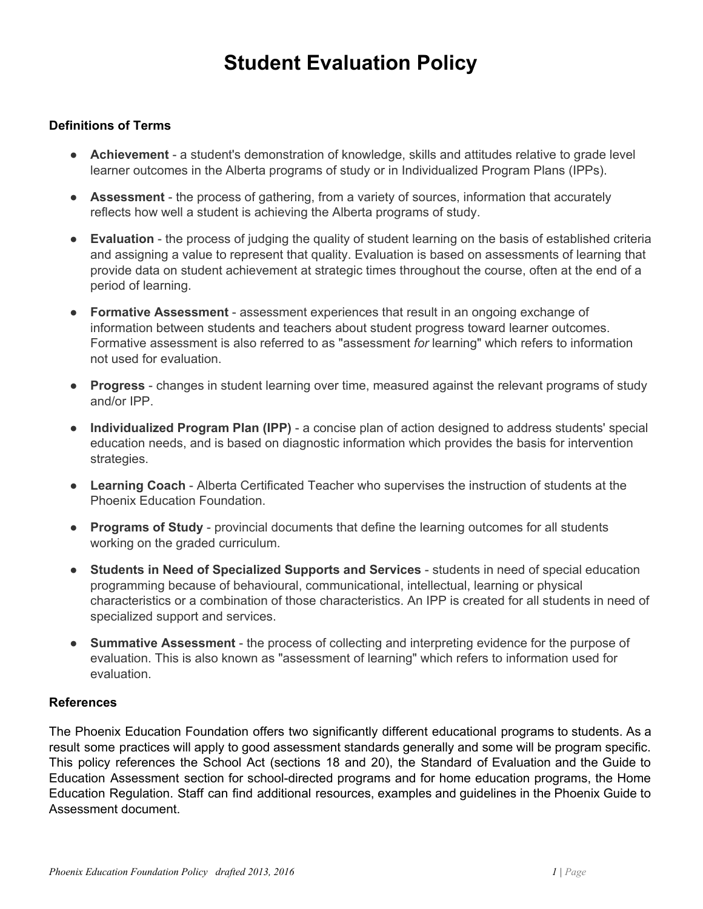# Student Evaluation Policy

**Definitions of Terms**

- **Achievement** - a student's demonstration of knowledge, skills and attitudes relative to grade level learner outcomes in the Alberta programs of study or in Individualized Program Plans (IPPs).
- **Assessment** - the process of gathering, from a variety of sources, information that accurately reflects how well a student is achieving the Alberta programs of study.
- **Evaluation** - the process of judging the quality of student learning on the basis of established criteria and assigning a value to represent that quality. Evaluation is based on assessments of learning that provide data on student achievement at strategic times throughout the course, often at the end of a period of learning.
- **Formative Assessment** - assessment experiences that result in an ongoing exchange of information between students and teachers about student progress toward learner outcomes. Formative assessment is also referred to as "assessment *for* learning" which refers to information not used for evaluation.
- **Progress** - changes in student learning over time, measured against the relevant programs of study and/or IPP.
- **Individualized Program Plan (IPP)** - a concise plan of action designed to address students' special education needs, and is based on diagnostic information which provides the basis for intervention strategies.
- **Learning Coach** - Alberta Certificated Teacher who supervises the instruction of students at the Phoenix Education Foundation.
- **Programs of Study** - provincial documents that define the learning outcomes for all students working on the graded curriculum.
- **Students in Need of Specialized Supports and Services** - students in need of special education programming because of behavioural, communicational, intellectual, learning or physical characteristics or a combination of those characteristics. An IPP is created for all students in need of specialized support and services.
- **Summative Assessment** - the process of collecting and interpreting evidence for the purpose of evaluation. This is also known as "assessment of learning" which refers to information used for evaluation.

**References**

The Phoenix Education Foundation offers two significantly different educational programs to students. As a result some practices will apply to good assessment standards generally and some will be program specific. This policy references the School Act (sections 18 and 20), the Standard of Evaluation and the Guide to Education Assessment section for school-directed programs and for home education programs, the Home Education Regulation. Staff can find additional resources, examples and guidelines in the Phoenix Guide to Assessment document.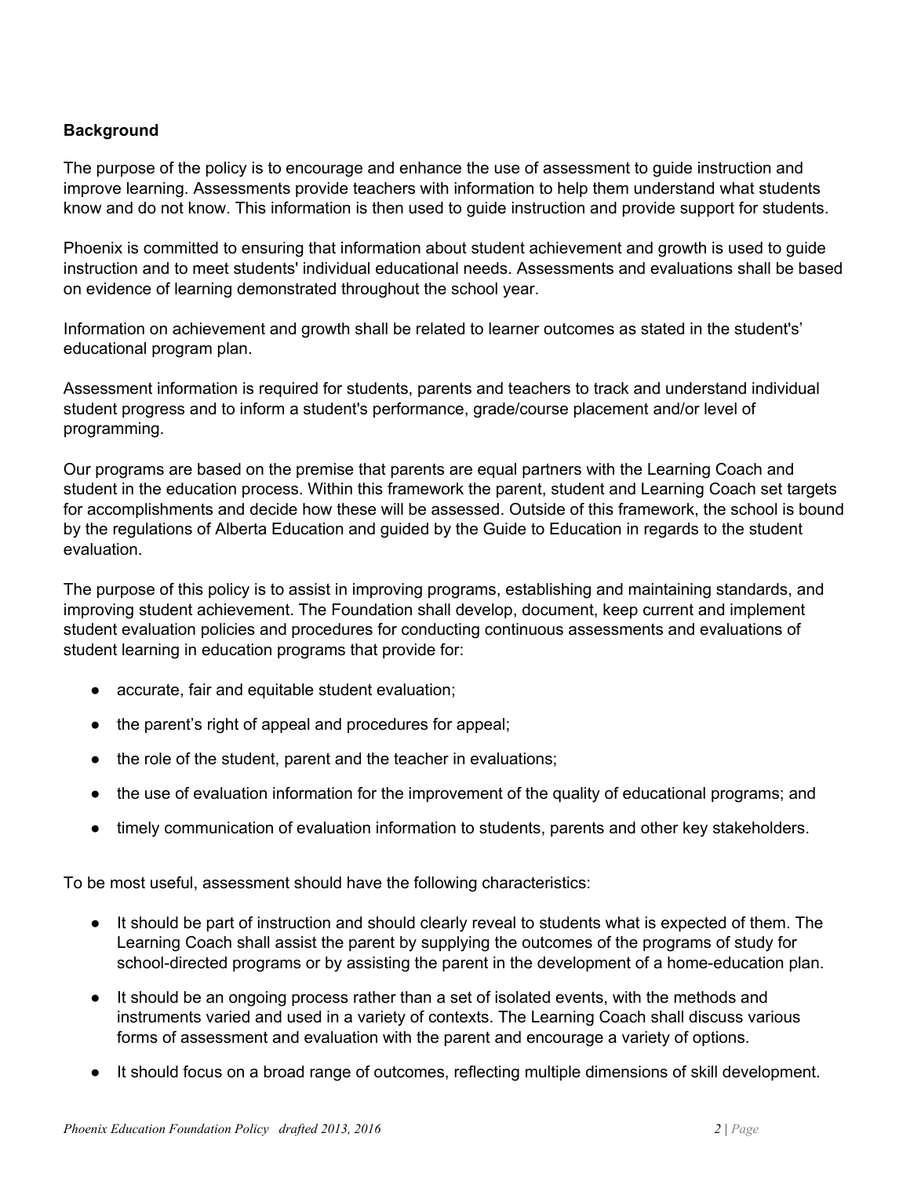**Background**

The purpose of the policy is to encourage and enhance the use of assessment to guide instruction and improve learning. Assessments provide teachers with information to help them understand what students know and do not know. This information is then used to guide instruction and provide support for students.

Phoenix is committed to ensuring that information about student achievement and growth is used to guide instruction and to meet students' individual educational needs. Assessments and evaluations shall be based on evidence of learning demonstrated throughout the school year.

Information on achievement and growth shall be related to learner outcomes as stated in the student's' educational program plan.

Assessment information is required for students, parents and teachers to track and understand individual student progress and to inform a student's performance, grade/course placement and/or level of programming.

Our programs are based on the premise that parents are equal partners with the Learning Coach and student in the education process. Within this framework the parent, student and Learning Coach set targets for accomplishments and decide how these will be assessed. Outside of this framework, the school is bound by the regulations of Alberta Education and guided by the Guide to Education in regards to the student evaluation.

The purpose of this policy is to assist in improving programs, establishing and maintaining standards, and improving student achievement. The Foundation shall develop, document, keep current and implement student evaluation policies and procedures for conducting continuous assessments and evaluations of student learning in education programs that provide for:

- accurate, fair and equitable student evaluation;
- the parent's right of appeal and procedures for appeal;
- the role of the student, parent and the teacher in evaluations;
- the use of evaluation information for the improvement of the quality of educational programs; and
- timely communication of evaluation information to students, parents and other key stakeholders.

To be most useful, assessment should have the following characteristics:

- It should be part of instruction and should clearly reveal to students what is expected of them. The Learning Coach shall assist the parent by supplying the outcomes of the programs of study for school-directed programs or by assisting the parent in the development of a home-education plan.
- It should be an ongoing process rather than a set of isolated events, with the methods and instruments varied and used in a variety of contexts. The Learning Coach shall discuss various forms of assessment and evaluation with the parent and encourage a variety of options.
- It should focus on a broad range of outcomes, reflecting multiple dimensions of skill development.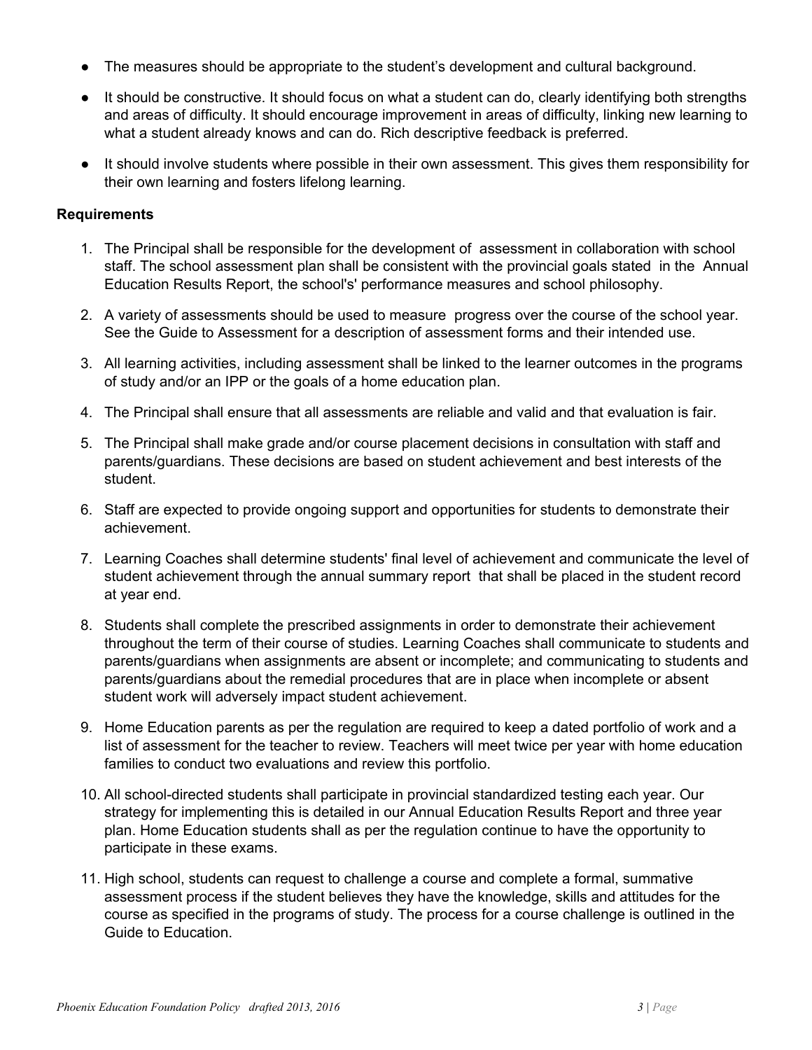- The measures should be appropriate to the student's development and cultural background.
- It should be constructive. It should focus on what a student can do, clearly identifying both strengths and areas of difficulty. It should encourage improvement in areas of difficulty, linking new learning to what a student already knows and can do. Rich descriptive feedback is preferred.
- It should involve students where possible in their own assessment. This gives them responsibility for their own learning and fosters lifelong learning.

**Requirements**

1. The Principal shall be responsible for the development of assessment in collaboration with school staff. The school assessment plan shall be consistent with the provincial goals stated in the Annual Education Results Report, the school's' performance measures and school philosophy.
2. A variety of assessments should be used to measure progress over the course of the school year. See the Guide to Assessment for a description of assessment forms and their intended use.
3. All learning activities, including assessment shall be linked to the learner outcomes in the programs of study and/or an IPP or the goals of a home education plan.
4. The Principal shall ensure that all assessments are reliable and valid and that evaluation is fair.
5. The Principal shall make grade and/or course placement decisions in consultation with staff and parents/guardians. These decisions are based on student achievement and best interests of the student.
6. Staff are expected to provide ongoing support and opportunities for students to demonstrate their achievement.
7. Learning Coaches shall determine students' final level of achievement and communicate the level of student achievement through the annual summary report that shall be placed in the student record at year end.
8. Students shall complete the prescribed assignments in order to demonstrate their achievement throughout the term of their course of studies. Learning Coaches shall communicate to students and parents/guardians when assignments are absent or incomplete; and communicating to students and parents/guardians about the remedial procedures that are in place when incomplete or absent student work will adversely impact student achievement.
9. Home Education parents as per the regulation are required to keep a dated portfolio of work and a list of assessment for the teacher to review. Teachers will meet twice per year with home education families to conduct two evaluations and review this portfolio.
10. All school-directed students shall participate in provincial standardized testing each year. Our strategy for implementing this is detailed in our Annual Education Results Report and three year plan. Home Education students shall as per the regulation continue to have the opportunity to participate in these exams.
11. High school, students can request to challenge a course and complete a formal, summative assessment process if the student believes they have the knowledge, skills and attitudes for the course as specified in the programs of study. The process for a course challenge is outlined in the Guide to Education.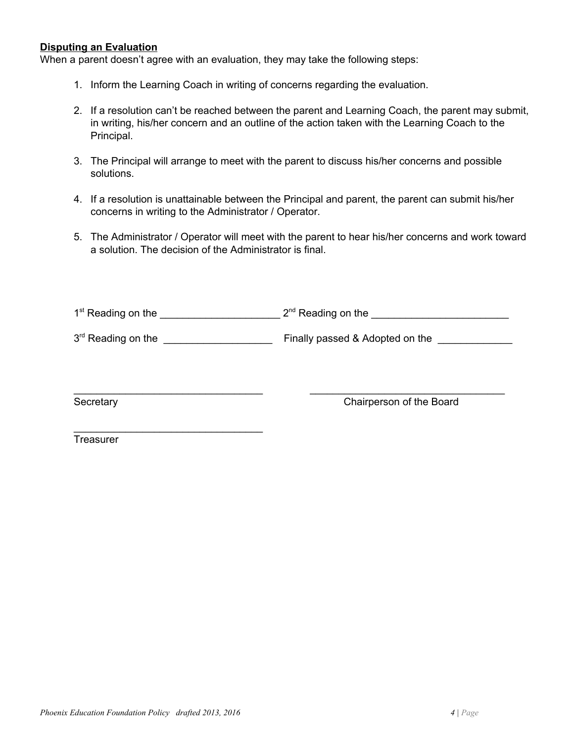**Disputing an Evaluation**

When a parent doesn't agree with an evaluation, they may take the following steps:

1. Inform the Learning Coach in writing of concerns regarding the evaluation.

2. If a resolution can't be reached between the parent and Learning Coach, the parent may submit, in writing, his/her concern and an outline of the action taken with the Learning Coach to the Principal.

3. The Principal will arrange to meet with the parent to discuss his/her concerns and possible solutions.

4. If a resolution is unattainable between the Principal and parent, the parent can submit his/her concerns in writing to the Administrator / Operator.

5. The Administrator / Operator will meet with the parent to hear his/her concerns and work toward a solution. The decision of the Administrator is final.

1st Reading on the ____________________ 2nd Reading on the _______________________

3rd Reading on the __________________ Finally passed & Adopted on the ____________

________________________________ ________________________________

Secretary Chairperson of the Board

________________________________

Treasurer